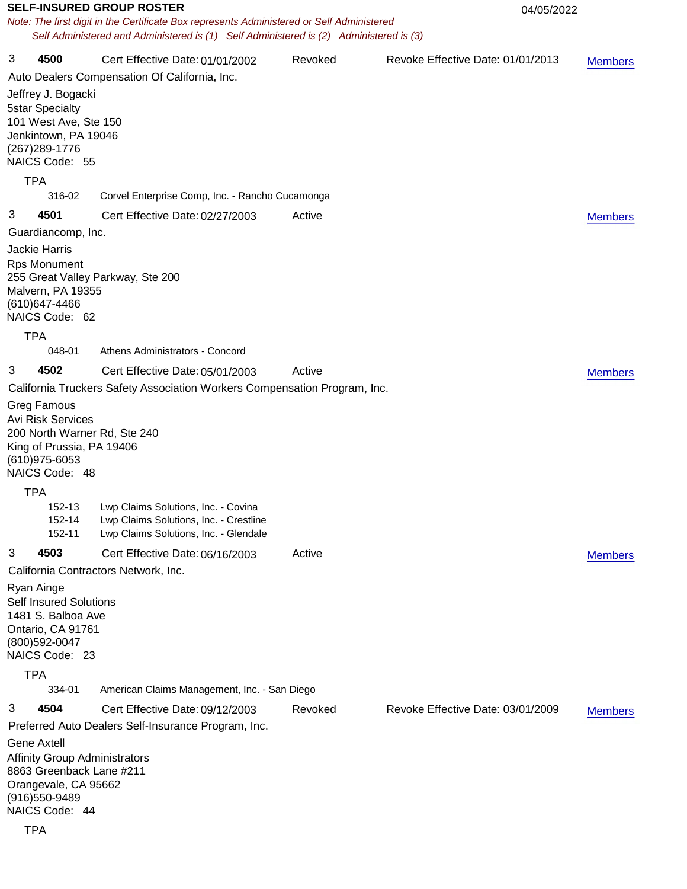# SELF-INSURED GROUP ROSTER

04/05/2022

*Note: The first digit in the Certificate Box represents Administered or Self Administered*
*Self Administered and Administered is (1) Self Administered is (2) Administered is (3)*

3 **4500** Cert Effective Date: 01/01/2002 Revoked Revoke Effective Date: 01/01/2013 Members

Auto Dealers Compensation Of California, Inc.

Jeffrey J. Bogacki
5star Specialty
101 West Ave, Ste 150
Jenkintown, PA 19046
(267)289-1776
NAICS Code: 55

TPA

316-02 Corvel Enterprise Comp, Inc. - Rancho Cucamonga

3 **4501** Cert Effective Date: 02/27/2003 Active Members

Guardiancomp, Inc.

Jackie Harris
Rps Monument
255 Great Valley Parkway, Ste 200
Malvern, PA 19355
(610)647-4466
NAICS Code: 62

TPA

048-01 Athens Administrators - Concord

3 **4502** Cert Effective Date: 05/01/2003 Active Members

California Truckers Safety Association Workers Compensation Program, Inc.

Greg Famous
Avi Risk Services
200 North Warner Rd, Ste 240
King of Prussia, PA 19406
(610)975-6053
NAICS Code: 48

TPA

152-13 Lwp Claims Solutions, Inc. - Covina
152-14 Lwp Claims Solutions, Inc. - Crestline
152-11 Lwp Claims Solutions, Inc. - Glendale

3 **4503** Cert Effective Date: 06/16/2003 Active Members

California Contractors Network, Inc.

Ryan Ainge
Self Insured Solutions
1481 S. Balboa Ave
Ontario, CA 91761
(800)592-0047
NAICS Code: 23

TPA

334-01 American Claims Management, Inc. - San Diego

3 **4504** Cert Effective Date: 09/12/2003 Revoked Revoke Effective Date: 03/01/2009 Members

Preferred Auto Dealers Self-Insurance Program, Inc.

Gene Axtell
Affinity Group Administrators
8863 Greenback Lane #211
Orangevale, CA 95662
(916)550-9489
NAICS Code: 44

TPA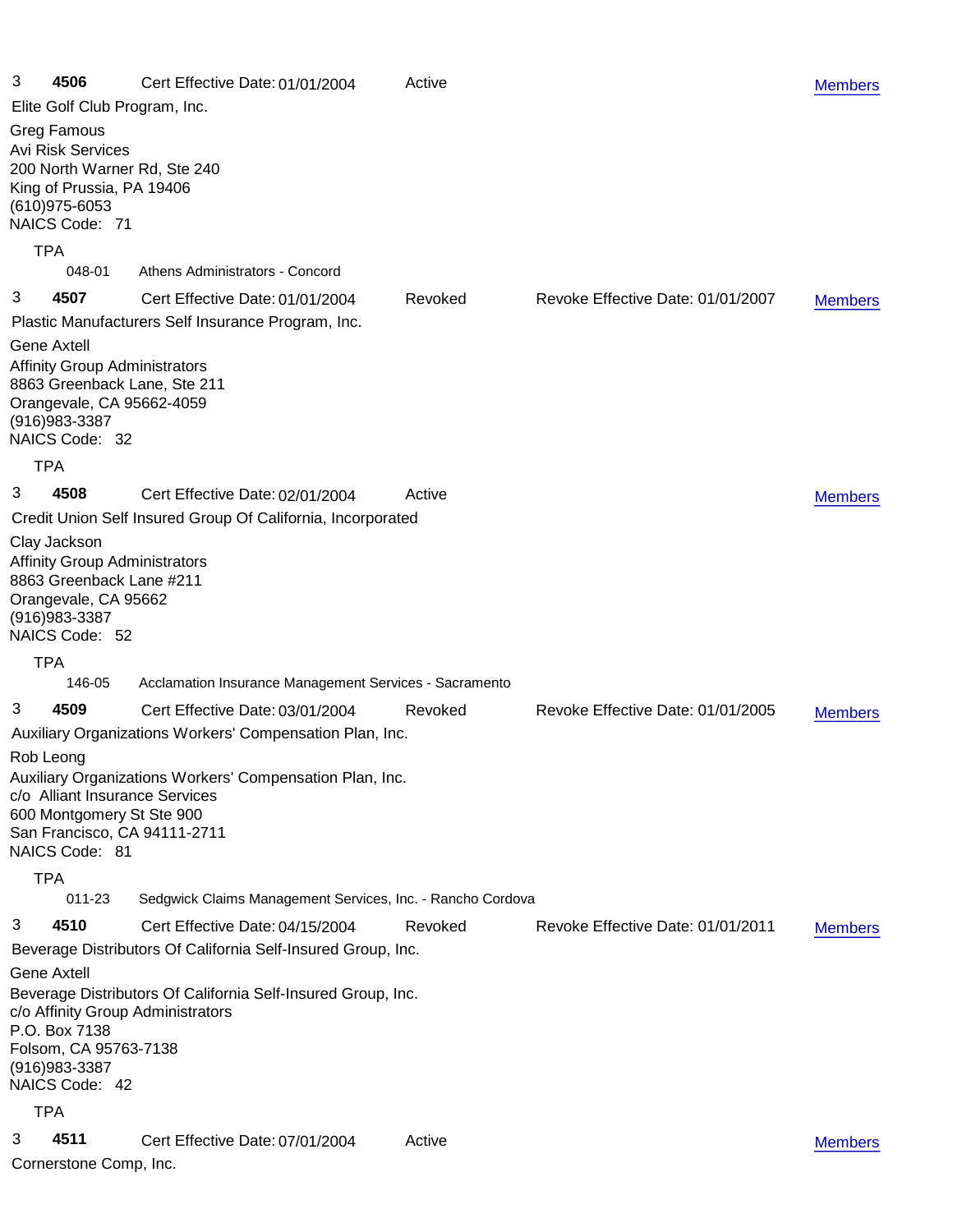3 **4506** Cert Effective Date: 01/01/2004 Active [Members]

Elite Golf Club Program, Inc.

Greg Famous
Avi Risk Services
200 North Warner Rd, Ste 240
King of Prussia, PA 19406
(610)975-6053
NAICS Code: 71

TPA

048-01 Athens Administrators - Concord

3 **4507** Cert Effective Date: 01/01/2004 Revoked Revoke Effective Date: 01/01/2007 [Members]

Plastic Manufacturers Self Insurance Program, Inc.

Gene Axtell
Affinity Group Administrators
8863 Greenback Lane, Ste 211
Orangevale, CA 95662-4059
(916)983-3387
NAICS Code: 32

TPA

3 **4508** Cert Effective Date: 02/01/2004 Active [Members]

Credit Union Self Insured Group Of California, Incorporated

Clay Jackson
Affinity Group Administrators
8863 Greenback Lane #211
Orangevale, CA 95662
(916)983-3387
NAICS Code: 52

TPA

146-05 Acclamation Insurance Management Services - Sacramento

3 **4509** Cert Effective Date: 03/01/2004 Revoked Revoke Effective Date: 01/01/2005 [Members]

Auxiliary Organizations Workers' Compensation Plan, Inc.

Rob Leong
Auxiliary Organizations Workers' Compensation Plan, Inc.
c/o Alliant Insurance Services
600 Montgomery St Ste 900
San Francisco, CA 94111-2711
NAICS Code: 81

TPA

011-23 Sedgwick Claims Management Services, Inc. - Rancho Cordova

3 **4510** Cert Effective Date: 04/15/2004 Revoked Revoke Effective Date: 01/01/2011 [Members]

Beverage Distributors Of California Self-Insured Group, Inc.

Gene Axtell
Beverage Distributors Of California Self-Insured Group, Inc.
c/o Affinity Group Administrators
P.O. Box 7138
Folsom, CA 95763-7138
(916)983-3387
NAICS Code: 42

TPA

3 **4511** Cert Effective Date: 07/01/2004 Active [Members]

Cornerstone Comp, Inc.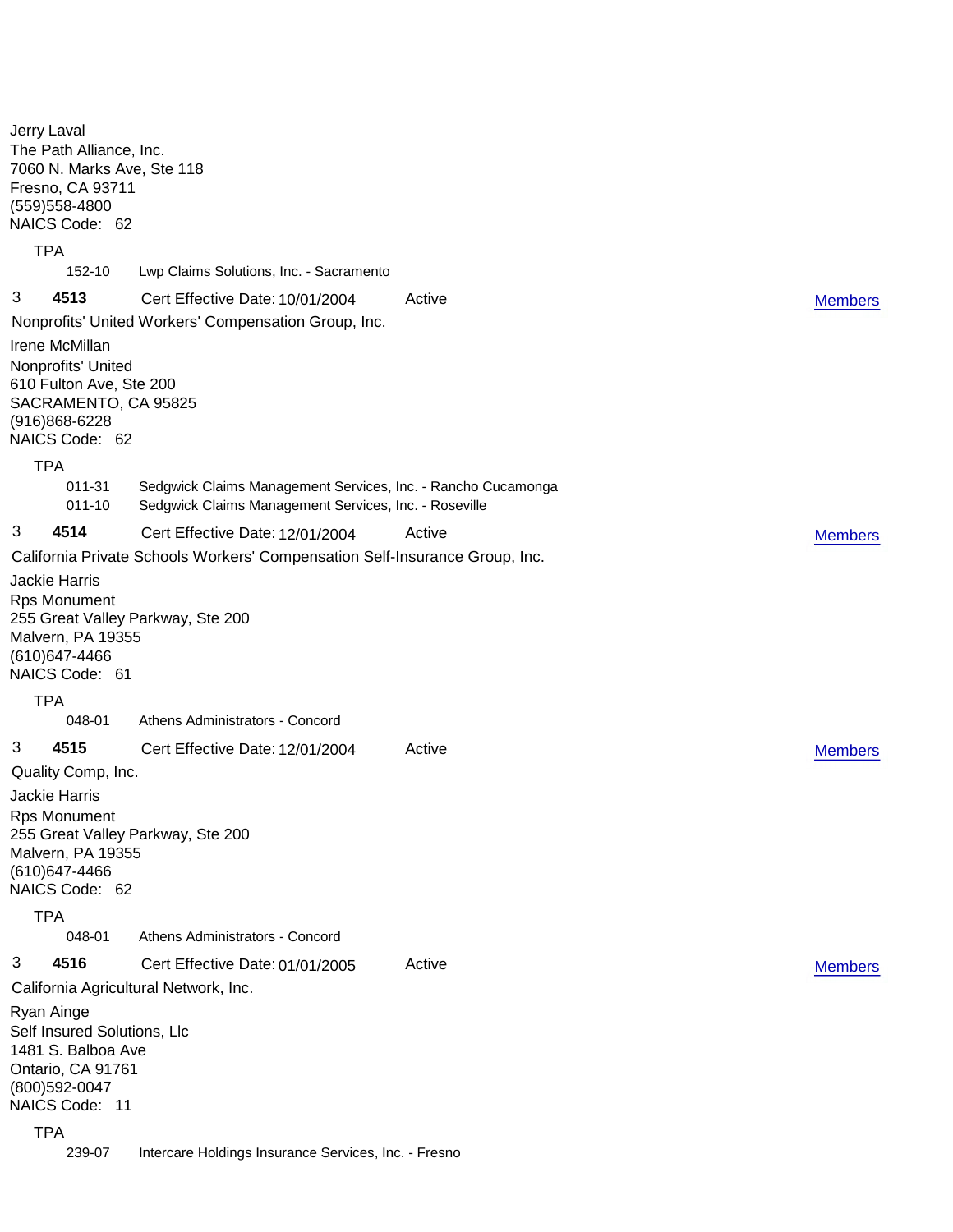Jerry Laval
The Path Alliance, Inc.
7060 N. Marks Ave, Ste 118
Fresno, CA 93711
(559)558-4800
NAICS Code: 62

TPA

152-10 Lwp Claims Solutions, Inc. - Sacramento

3 **4513** Cert Effective Date: 10/01/2004 Active Members

Nonprofits' United Workers' Compensation Group, Inc.

Irene McMillan
Nonprofits' United
610 Fulton Ave, Ste 200
SACRAMENTO, CA 95825
(916)868-6228
NAICS Code: 62

TPA

011-31 Sedgwick Claims Management Services, Inc. - Rancho Cucamonga
011-10 Sedgwick Claims Management Services, Inc. - Roseville

3 **4514** Cert Effective Date: 12/01/2004 Active Members

California Private Schools Workers' Compensation Self-Insurance Group, Inc.

Jackie Harris
Rps Monument
255 Great Valley Parkway, Ste 200
Malvern, PA 19355
(610)647-4466
NAICS Code: 61

TPA

048-01 Athens Administrators - Concord

3 **4515** Cert Effective Date: 12/01/2004 Active Members

Quality Comp, Inc.

Jackie Harris
Rps Monument
255 Great Valley Parkway, Ste 200
Malvern, PA 19355
(610)647-4466
NAICS Code: 62

TPA

048-01 Athens Administrators - Concord

3 **4516** Cert Effective Date: 01/01/2005 Active Members

California Agricultural Network, Inc.

Ryan Ainge
Self Insured Solutions, Llc
1481 S. Balboa Ave
Ontario, CA 91761
(800)592-0047
NAICS Code: 11

TPA

239-07 Intercare Holdings Insurance Services, Inc. - Fresno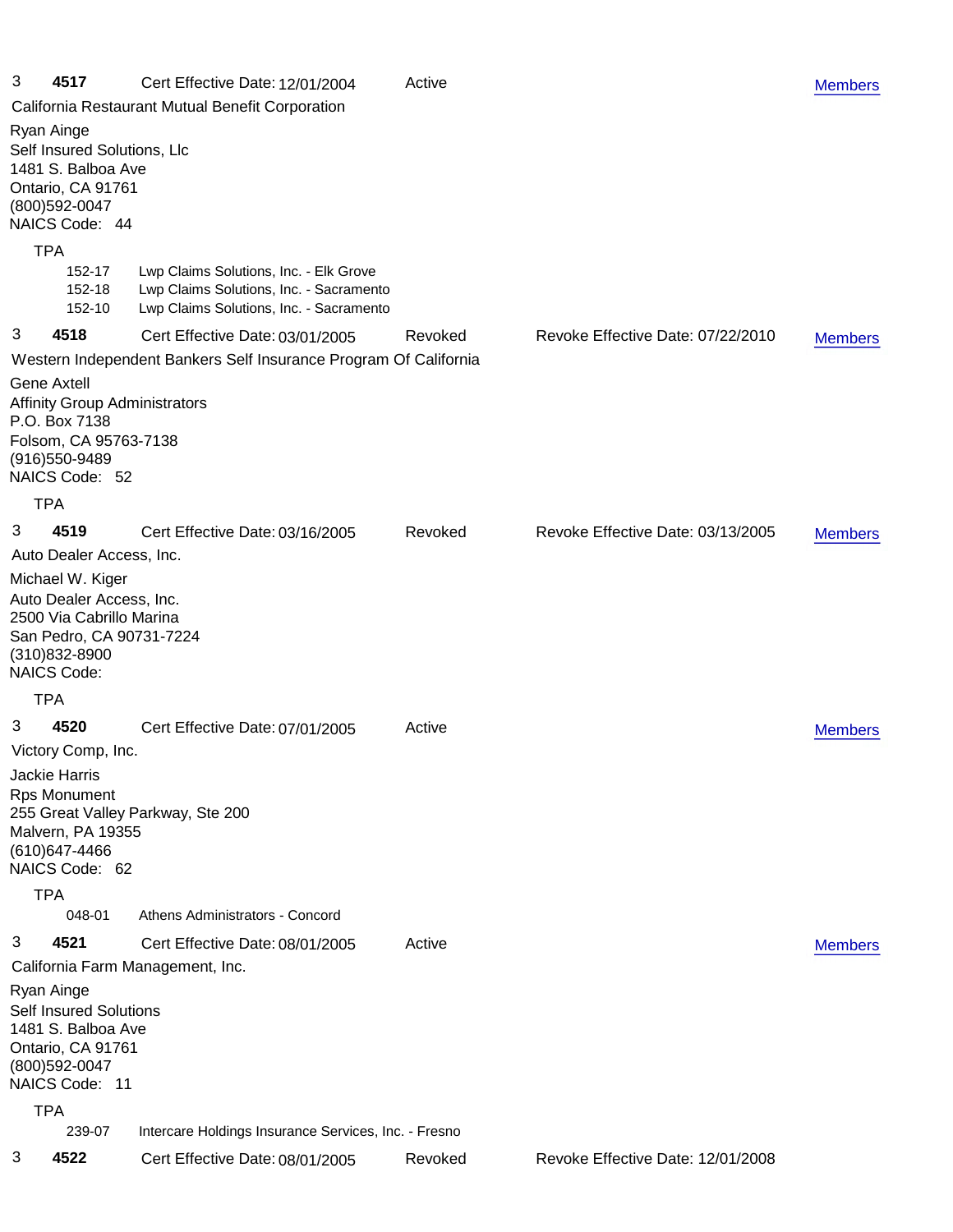3 **4517** Cert Effective Date: 12/01/2004 Active [Members]

California Restaurant Mutual Benefit Corporation

Ryan Ainge
Self Insured Solutions, Llc
1481 S. Balboa Ave
Ontario, CA 91761
(800)592-0047
NAICS Code: 44

TPA

| | |
|---|---|
| 152-17 | Lwp Claims Solutions, Inc. - Elk Grove |
| 152-18 | Lwp Claims Solutions, Inc. - Sacramento |
| 152-10 | Lwp Claims Solutions, Inc. - Sacramento |

3 **4518** Cert Effective Date: 03/01/2005 Revoked Revoke Effective Date: 07/22/2010 [Members]

Western Independent Bankers Self Insurance Program Of California

Gene Axtell
Affinity Group Administrators
P.O. Box 7138
Folsom, CA 95763-7138
(916)550-9489
NAICS Code: 52

TPA

3 **4519** Cert Effective Date: 03/16/2005 Revoked Revoke Effective Date: 03/13/2005 [Members]

Auto Dealer Access, Inc.

Michael W. Kiger
Auto Dealer Access, Inc.
2500 Via Cabrillo Marina
San Pedro, CA 90731-7224
(310)832-8900
NAICS Code:

TPA

3 **4520** Cert Effective Date: 07/01/2005 Active [Members]

Victory Comp, Inc.

Jackie Harris
Rps Monument
255 Great Valley Parkway, Ste 200
Malvern, PA 19355
(610)647-4466
NAICS Code: 62

TPA

| | |
|---|---|
| 048-01 | Athens Administrators - Concord |

3 **4521** Cert Effective Date: 08/01/2005 Active [Members]

California Farm Management, Inc.

Ryan Ainge
Self Insured Solutions
1481 S. Balboa Ave
Ontario, CA 91761
(800)592-0047
NAICS Code: 11

TPA

| | |
|---|---|
| 239-07 | Intercare Holdings Insurance Services, Inc. - Fresno |

3 **4522** Cert Effective Date: 08/01/2005 Revoked Revoke Effective Date: 12/01/2008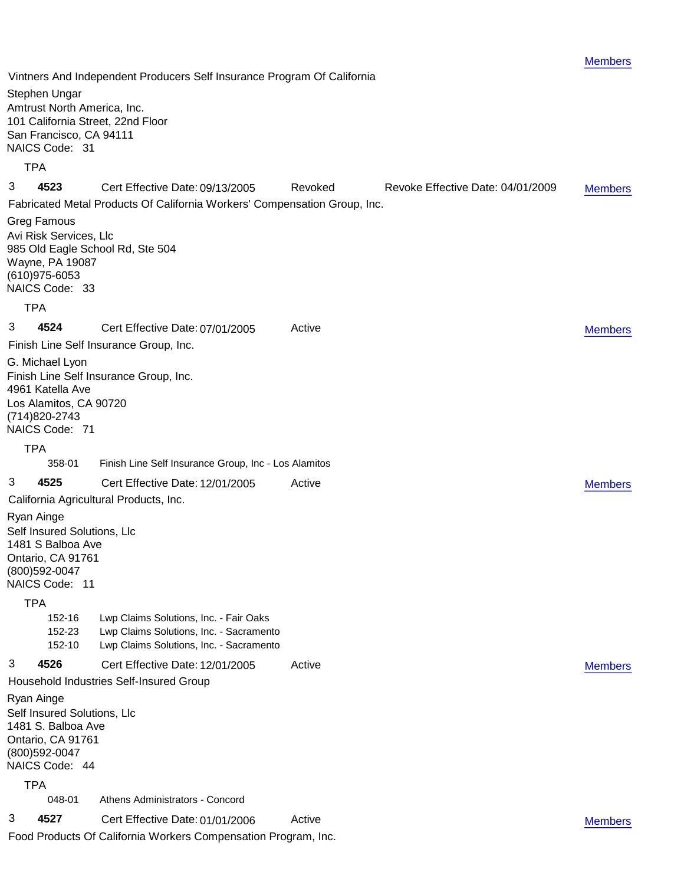Members

Vintners And Independent Producers Self Insurance Program Of California

Stephen Ungar
Amtrust North America, Inc.
101 California Street, 22nd Floor
San Francisco, CA 94111
NAICS Code: 31

TPA

3 **4523** Cert Effective Date: 09/13/2005 Revoked Revoke Effective Date: 04/01/2009 Members

Fabricated Metal Products Of California Workers' Compensation Group, Inc.

Greg Famous
Avi Risk Services, Llc
985 Old Eagle School Rd, Ste 504
Wayne, PA 19087
(610)975-6053
NAICS Code: 33

TPA

3 **4524** Cert Effective Date: 07/01/2005 Active Members

Finish Line Self Insurance Group, Inc.

G. Michael Lyon
Finish Line Self Insurance Group, Inc.
4961 Katella Ave
Los Alamitos, CA 90720
(714)820-2743
NAICS Code: 71

TPA

358-01 Finish Line Self Insurance Group, Inc - Los Alamitos

3 **4525** Cert Effective Date: 12/01/2005 Active Members

California Agricultural Products, Inc.

Ryan Ainge
Self Insured Solutions, Llc
1481 S Balboa Ave
Ontario, CA 91761
(800)592-0047
NAICS Code: 11

TPA

152-16 Lwp Claims Solutions, Inc. - Fair Oaks
152-23 Lwp Claims Solutions, Inc. - Sacramento
152-10 Lwp Claims Solutions, Inc. - Sacramento

3 **4526** Cert Effective Date: 12/01/2005 Active Members

Household Industries Self-Insured Group

Ryan Ainge
Self Insured Solutions, Llc
1481 S. Balboa Ave
Ontario, CA 91761
(800)592-0047
NAICS Code: 44

TPA

048-01 Athens Administrators - Concord

3 **4527** Cert Effective Date: 01/01/2006 Active Members

Food Products Of California Workers Compensation Program, Inc.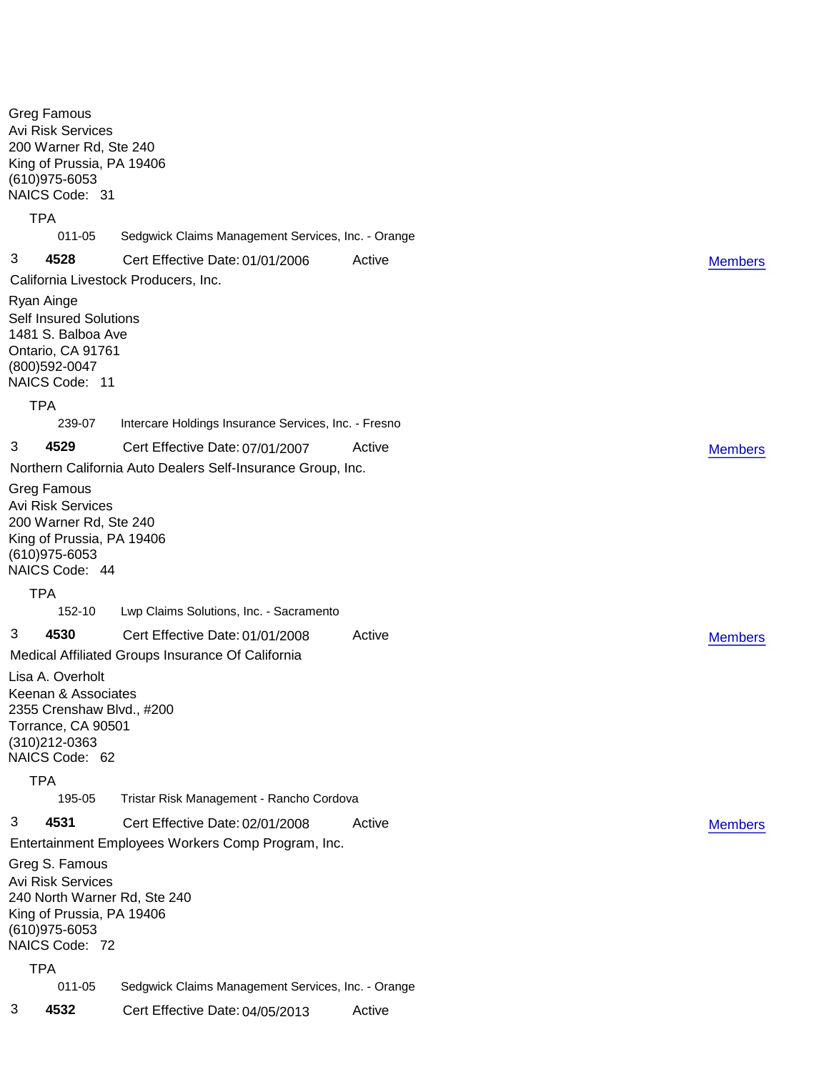Greg Famous
Avi Risk Services
200 Warner Rd, Ste 240
King of Prussia, PA 19406
(610)975-6053
NAICS Code: 31

TPA

011-05 Sedgwick Claims Management Services, Inc. - Orange

3 **4528** Cert Effective Date: 01/01/2006 Active [Members]

California Livestock Producers, Inc.

Ryan Ainge
Self Insured Solutions
1481 S. Balboa Ave
Ontario, CA 91761
(800)592-0047
NAICS Code: 11

TPA

239-07 Intercare Holdings Insurance Services, Inc. - Fresno

3 **4529** Cert Effective Date: 07/01/2007 Active [Members]

Northern California Auto Dealers Self-Insurance Group, Inc.

Greg Famous
Avi Risk Services
200 Warner Rd, Ste 240
King of Prussia, PA 19406
(610)975-6053
NAICS Code: 44

TPA

152-10 Lwp Claims Solutions, Inc. - Sacramento

3 **4530** Cert Effective Date: 01/01/2008 Active [Members]

Medical Affiliated Groups Insurance Of California

Lisa A. Overholt
Keenan & Associates
2355 Crenshaw Blvd., #200
Torrance, CA 90501
(310)212-0363
NAICS Code: 62

TPA

195-05 Tristar Risk Management - Rancho Cordova

3 **4531** Cert Effective Date: 02/01/2008 Active [Members]

Entertainment Employees Workers Comp Program, Inc.

Greg S. Famous
Avi Risk Services
240 North Warner Rd, Ste 240
King of Prussia, PA 19406
(610)975-6053
NAICS Code: 72

TPA

011-05 Sedgwick Claims Management Services, Inc. - Orange

3 **4532** Cert Effective Date: 04/05/2013 Active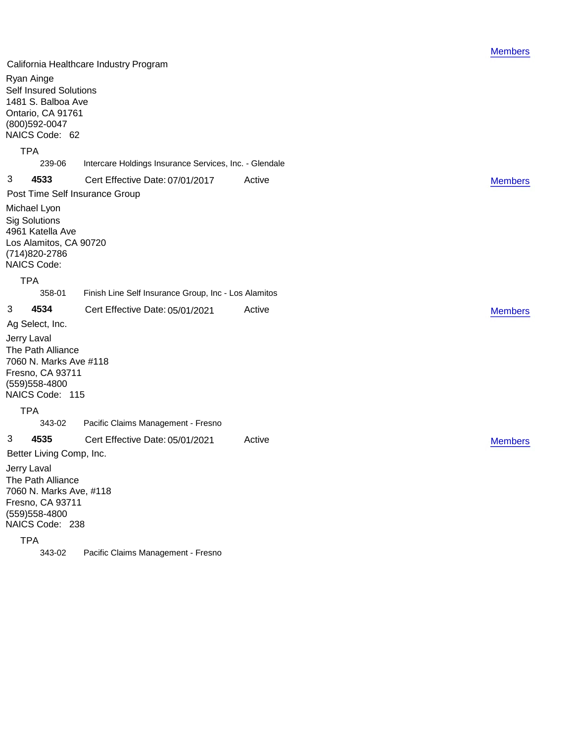Members

California Healthcare Industry Program

Ryan Ainge
Self Insured Solutions
1481 S. Balboa Ave
Ontario, CA 91761
(800)592-0047
NAICS Code: 62

TPA

239-06 Intercare Holdings Insurance Services, Inc. - Glendale

3 **4533** Cert Effective Date: 07/01/2017 Active Members

Post Time Self Insurance Group

Michael Lyon
Sig Solutions
4961 Katella Ave
Los Alamitos, CA 90720
(714)820-2786
NAICS Code:

TPA

358-01 Finish Line Self Insurance Group, Inc - Los Alamitos

3 **4534** Cert Effective Date: 05/01/2021 Active Members

Ag Select, Inc.

Jerry Laval
The Path Alliance
7060 N. Marks Ave #118
Fresno, CA 93711
(559)558-4800
NAICS Code: 115

TPA

343-02 Pacific Claims Management - Fresno

3 **4535** Cert Effective Date: 05/01/2021 Active Members

Better Living Comp, Inc.

Jerry Laval
The Path Alliance
7060 N. Marks Ave, #118
Fresno, CA 93711
(559)558-4800
NAICS Code: 238

TPA

343-02 Pacific Claims Management - Fresno